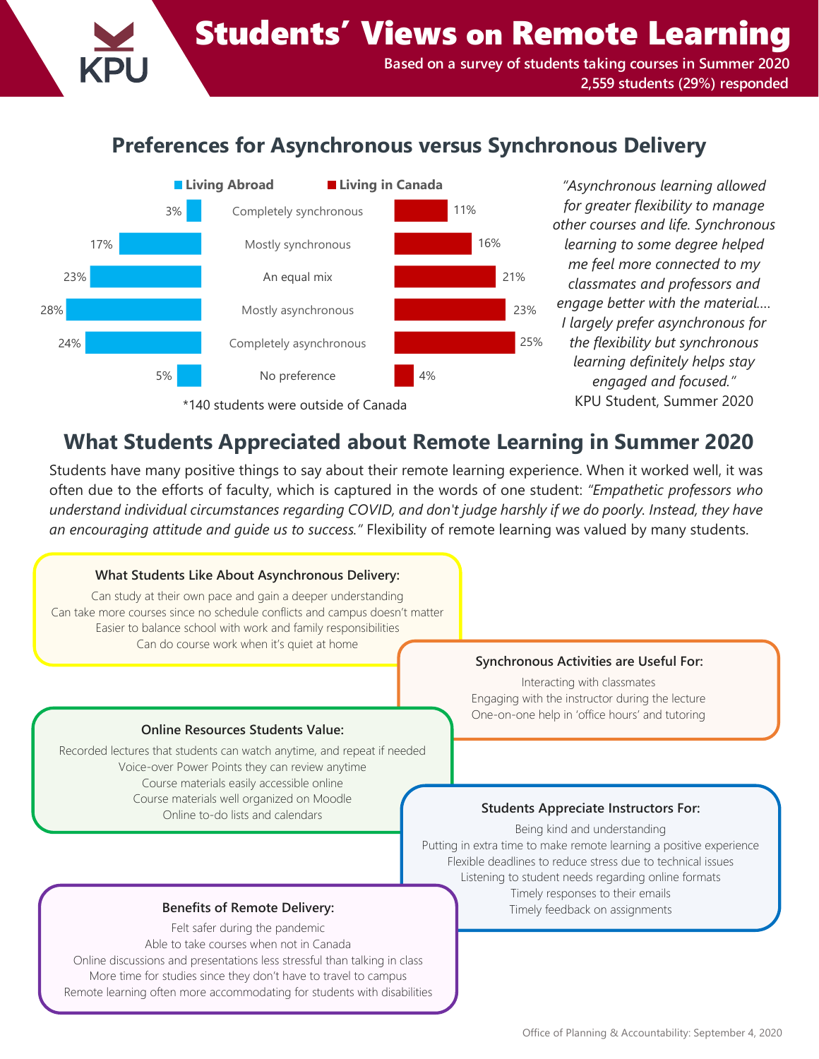# Students' Views on Remote Learning

**Based on a survey of students taking courses in Summer 2020**
**2,559 students (29%) responded**

## Preferences for Asynchronous versus Synchronous Delivery

| Preference | Living Abroad | Living in Canada |
| --- | --- | --- |
| Completely synchronous | 3% | 11% |
| Mostly synchronous | 17% | 16% |
| An equal mix | 23% | 21% |
| Mostly asynchronous | 28% | 23% |
| Completely asynchronous | 24% | 25% |
| No preference | 5% | 4% |

*140 students were outside of Canada

*"Asynchronous learning allowed for greater flexibility to manage other courses and life. Synchronous learning to some degree helped me feel more connected to my classmates and professors and engage better with the material.... I largely prefer asynchronous for the flexibility but synchronous learning definitely helps stay engaged and focused."*
KPU Student, Summer 2020

## What Students Appreciated about Remote Learning in Summer 2020

Students have many positive things to say about their remote learning experience. When it worked well, it was often due to the efforts of faculty, which is captured in the words of one student: *"Empathetic professors who understand individual circumstances regarding COVID, and don't judge harshly if we do poorly. Instead, they have an encouraging attitude and guide us to success."* Flexibility of remote learning was valued by many students.

### What Students Like About Asynchronous Delivery:

- Can study at their own pace and gain a deeper understanding
- Can take more courses since no schedule conflicts and campus doesn't matter
- Easier to balance school with work and family responsibilities
- Can do course work when it's quiet at home

### Synchronous Activities are Useful For:

- Interacting with classmates
- Engaging with the instructor during the lecture
- One-on-one help in 'office hours' and tutoring

### Online Resources Students Value:

- Recorded lectures that students can watch anytime, and repeat if needed
- Voice-over Power Points they can review anytime
- Course materials easily accessible online
- Course materials well organized on Moodle
- Online to-do lists and calendars

### Students Appreciate Instructors For:

- Being kind and understanding
- Putting in extra time to make remote learning a positive experience
- Flexible deadlines to reduce stress due to technical issues
- Listening to student needs regarding online formats
- Timely responses to their emails
- Timely feedback on assignments

### Benefits of Remote Delivery:

- Felt safer during the pandemic
- Able to take courses when not in Canada
- Online discussions and presentations less stressful than talking in class
- More time for studies since they don't have to travel to campus
- Remote learning often more accommodating for students with disabilities

Office of Planning & Accountability: September 4, 2020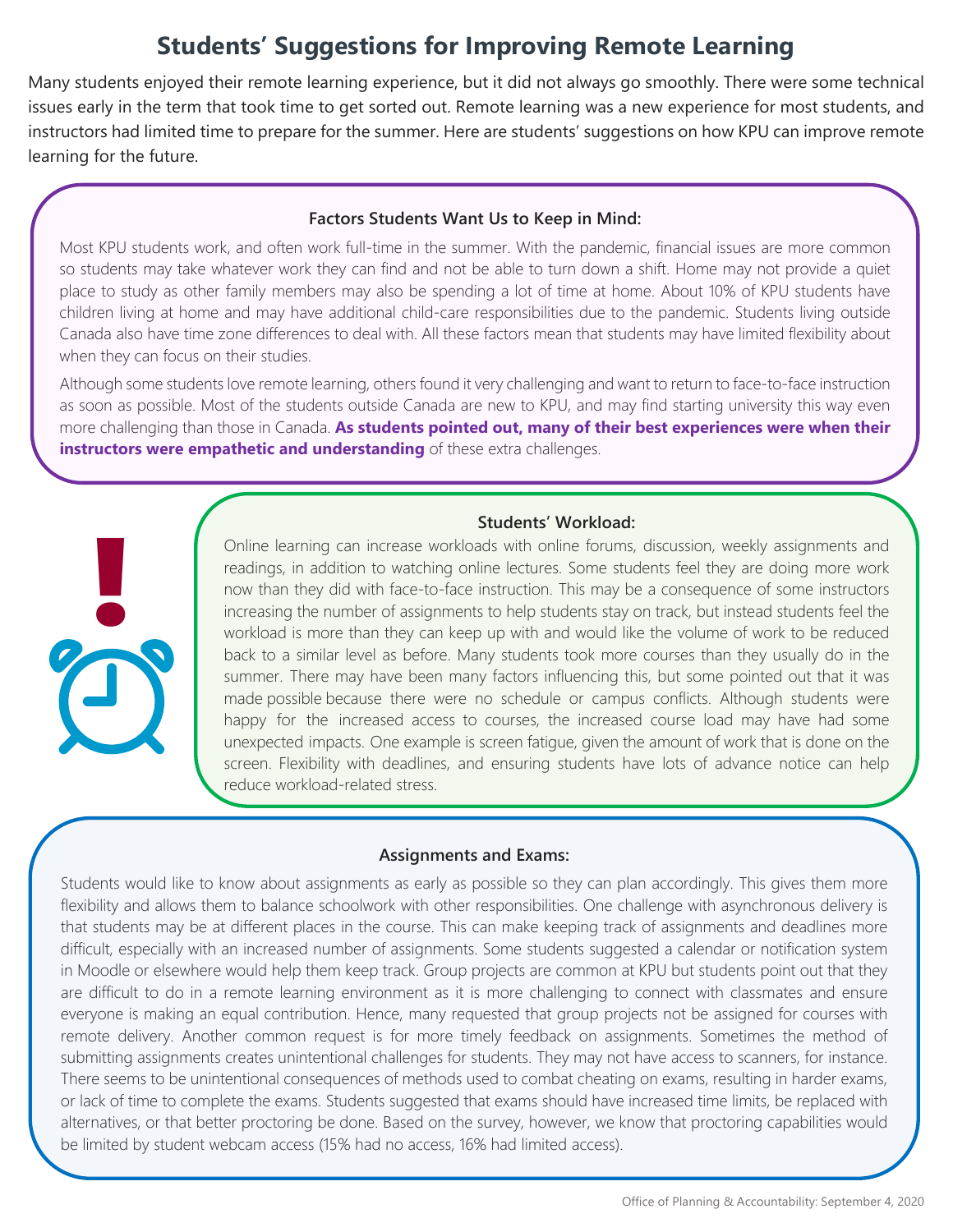# Students' Suggestions for Improving Remote Learning

Many students enjoyed their remote learning experience, but it did not always go smoothly. There were some technical issues early in the term that took time to get sorted out. Remote learning was a new experience for most students, and instructors had limited time to prepare for the summer. Here are students' suggestions on how KPU can improve remote learning for the future.

### Factors Students Want Us to Keep in Mind:

Most KPU students work, and often work full-time in the summer. With the pandemic, financial issues are more common so students may take whatever work they can find and not be able to turn down a shift. Home may not provide a quiet place to study as other family members may also be spending a lot of time at home. About 10% of KPU students have children living at home and may have additional child-care responsibilities due to the pandemic. Students living outside Canada also have time zone differences to deal with. All these factors mean that students may have limited flexibility about when they can focus on their studies.

Although some students love remote learning, others found it very challenging and want to return to face-to-face instruction as soon as possible. Most of the students outside Canada are new to KPU, and may find starting university this way even more challenging than those in Canada. **As students pointed out, many of their best experiences were when their instructors were empathetic and understanding** of these extra challenges.

### Students' Workload:

Online learning can increase workloads with online forums, discussion, weekly assignments and readings, in addition to watching online lectures. Some students feel they are doing more work now than they did with face-to-face instruction. This may be a consequence of some instructors increasing the number of assignments to help students stay on track, but instead students feel the workload is more than they can keep up with and would like the volume of work to be reduced back to a similar level as before. Many students took more courses than they usually do in the summer. There may have been many factors influencing this, but some pointed out that it was made possible because there were no schedule or campus conflicts. Although students were happy for the increased access to courses, the increased course load may have had some unexpected impacts. One example is screen fatigue, given the amount of work that is done on the screen. Flexibility with deadlines, and ensuring students have lots of advance notice can help reduce workload-related stress.

### Assignments and Exams:

Students would like to know about assignments as early as possible so they can plan accordingly. This gives them more flexibility and allows them to balance schoolwork with other responsibilities. One challenge with asynchronous delivery is that students may be at different places in the course. This can make keeping track of assignments and deadlines more difficult, especially with an increased number of assignments. Some students suggested a calendar or notification system in Moodle or elsewhere would help them keep track. Group projects are common at KPU but students point out that they are difficult to do in a remote learning environment as it is more challenging to connect with classmates and ensure everyone is making an equal contribution. Hence, many requested that group projects not be assigned for courses with remote delivery. Another common request is for more timely feedback on assignments. Sometimes the method of submitting assignments creates unintentional challenges for students. They may not have access to scanners, for instance. There seems to be unintentional consequences of methods used to combat cheating on exams, resulting in harder exams, or lack of time to complete the exams. Students suggested that exams should have increased time limits, be replaced with alternatives, or that better proctoring be done. Based on the survey, however, we know that proctoring capabilities would be limited by student webcam access (15% had no access, 16% had limited access).

Office of Planning & Accountability: September 4, 2020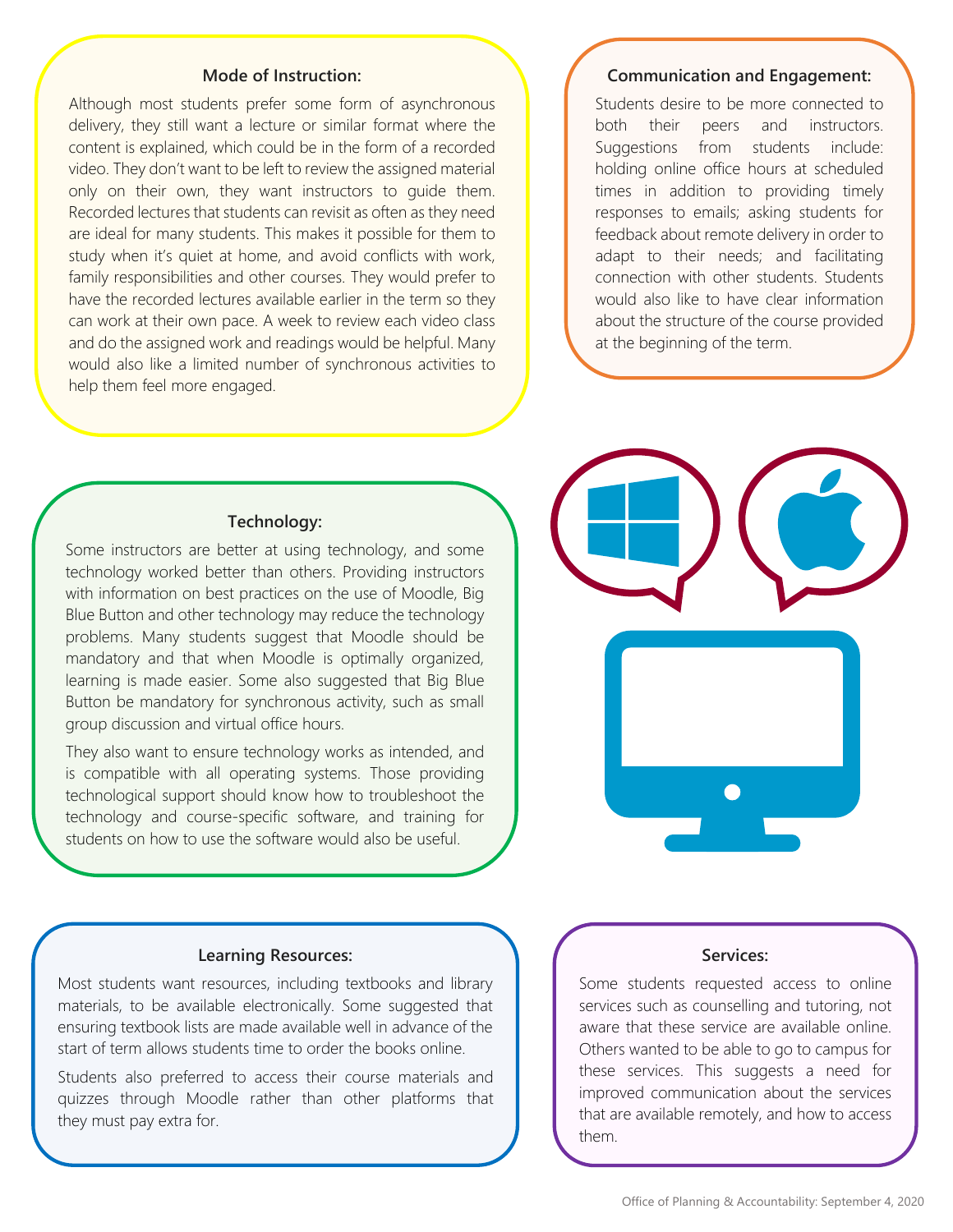### Mode of Instruction:

Although most students prefer some form of asynchronous delivery, they still want a lecture or similar format where the content is explained, which could be in the form of a recorded video. They don't want to be left to review the assigned material only on their own, they want instructors to guide them. Recorded lectures that students can revisit as often as they need are ideal for many students. This makes it possible for them to study when it's quiet at home, and avoid conflicts with work, family responsibilities and other courses. They would prefer to have the recorded lectures available earlier in the term so they can work at their own pace. A week to review each video class and do the assigned work and readings would be helpful. Many would also like a limited number of synchronous activities to help them feel more engaged.

### Communication and Engagement:

Students desire to be more connected to both their peers and instructors. Suggestions from students include: holding online office hours at scheduled times in addition to providing timely responses to emails; asking students for feedback about remote delivery in order to adapt to their needs; and facilitating connection with other students. Students would also like to have clear information about the structure of the course provided at the beginning of the term.

### Technology:

Some instructors are better at using technology, and some technology worked better than others. Providing instructors with information on best practices on the use of Moodle, Big Blue Button and other technology may reduce the technology problems. Many students suggest that Moodle should be mandatory and that when Moodle is optimally organized, learning is made easier. Some also suggested that Big Blue Button be mandatory for synchronous activity, such as small group discussion and virtual office hours.

They also want to ensure technology works as intended, and is compatible with all operating systems. Those providing technological support should know how to troubleshoot the technology and course-specific software, and training for students on how to use the software would also be useful.

### Learning Resources:

Most students want resources, including textbooks and library materials, to be available electronically. Some suggested that ensuring textbook lists are made available well in advance of the start of term allows students time to order the books online.

Students also preferred to access their course materials and quizzes through Moodle rather than other platforms that they must pay extra for.

### Services:

Some students requested access to online services such as counselling and tutoring, not aware that these service are available online. Others wanted to be able to go to campus for these services. This suggests a need for improved communication about the services that are available remotely, and how to access them.

Office of Planning & Accountability: September 4, 2020